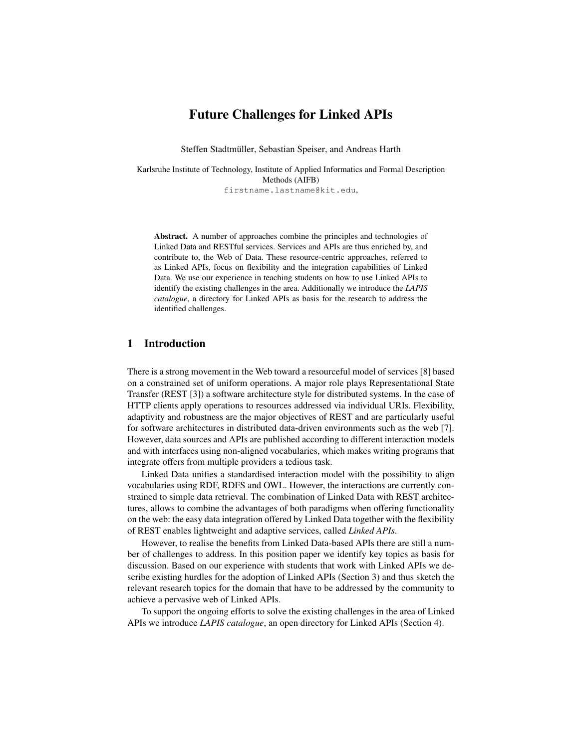# Future Challenges for Linked APIs

Steffen Stadtmüller, Sebastian Speiser, and Andreas Harth

Karlsruhe Institute of Technology, Institute of Applied Informatics and Formal Description Methods (AIFB)
firstname.lastname@kit.edu,

**Abstract.** A number of approaches combine the principles and technologies of Linked Data and RESTful services. Services and APIs are thus enriched by, and contribute to, the Web of Data. These resource-centric approaches, referred to as Linked APIs, focus on flexibility and the integration capabilities of Linked Data. We use our experience in teaching students on how to use Linked APIs to identify the existing challenges in the area. Additionally we introduce the *LAPIS catalogue*, a directory for Linked APIs as basis for the research to address the identified challenges.

## 1 Introduction

There is a strong movement in the Web toward a resourceful model of services [8] based on a constrained set of uniform operations. A major role plays Representational State Transfer (REST [3]) a software architecture style for distributed systems. In the case of HTTP clients apply operations to resources addressed via individual URIs. Flexibility, adaptivity and robustness are the major objectives of REST and are particularly useful for software architectures in distributed data-driven environments such as the web [7]. However, data sources and APIs are published according to different interaction models and with interfaces using non-aligned vocabularies, which makes writing programs that integrate offers from multiple providers a tedious task.

Linked Data unifies a standardised interaction model with the possibility to align vocabularies using RDF, RDFS and OWL. However, the interactions are currently constrained to simple data retrieval. The combination of Linked Data with REST architectures, allows to combine the advantages of both paradigms when offering functionality on the web: the easy data integration offered by Linked Data together with the flexibility of REST enables lightweight and adaptive services, called *Linked APIs*.

However, to realise the benefits from Linked Data-based APIs there are still a number of challenges to address. In this position paper we identify key topics as basis for discussion. Based on our experience with students that work with Linked APIs we describe existing hurdles for the adoption of Linked APIs (Section 3) and thus sketch the relevant research topics for the domain that have to be addressed by the community to achieve a pervasive web of Linked APIs.

To support the ongoing efforts to solve the existing challenges in the area of Linked APIs we introduce *LAPIS catalogue*, an open directory for Linked APIs (Section 4).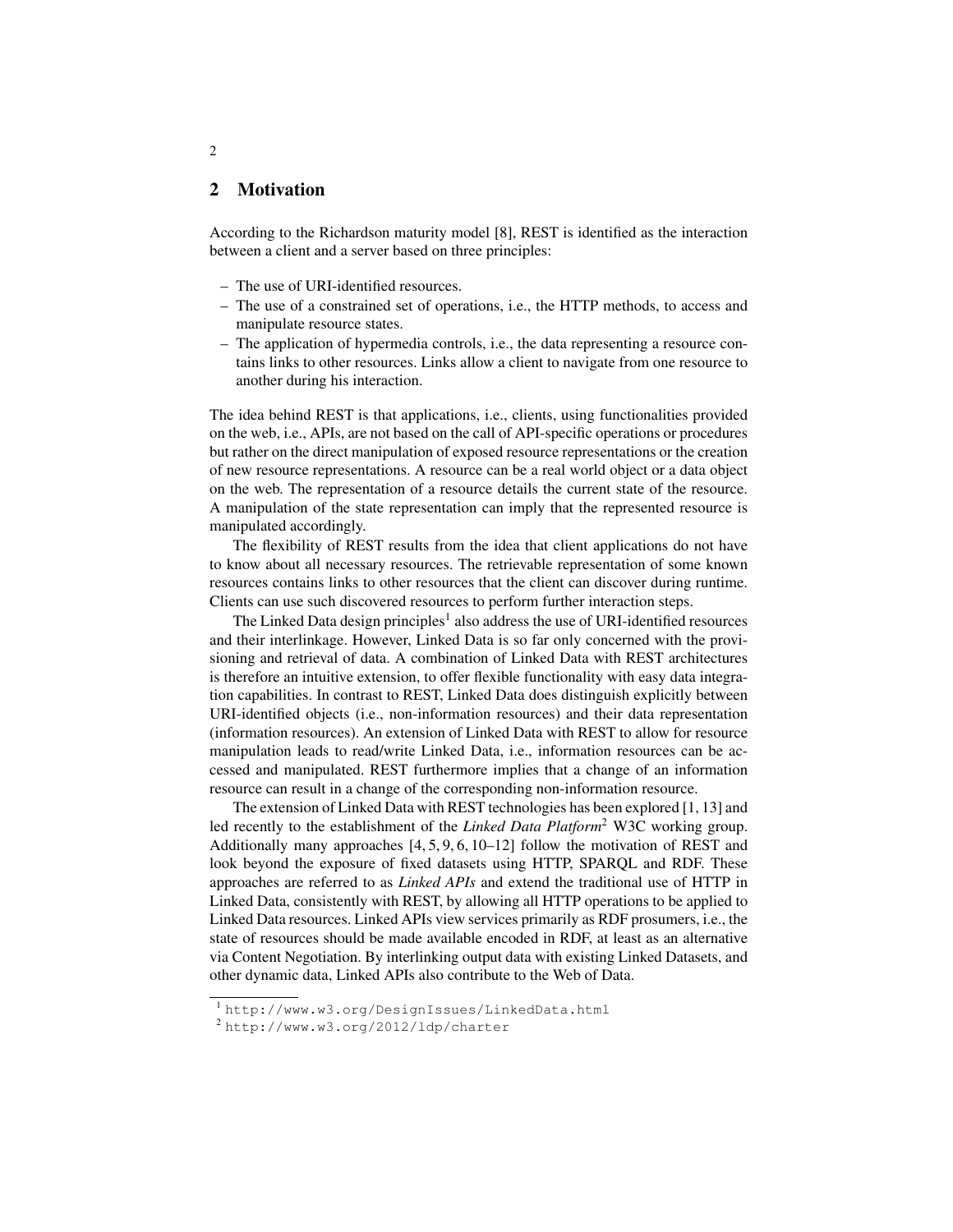## 2 Motivation

According to the Richardson maturity model [8], REST is identified as the interaction between a client and a server based on three principles:

- The use of URI-identified resources.
- The use of a constrained set of operations, i.e., the HTTP methods, to access and manipulate resource states.
- The application of hypermedia controls, i.e., the data representing a resource contains links to other resources. Links allow a client to navigate from one resource to another during his interaction.

The idea behind REST is that applications, i.e., clients, using functionalities provided on the web, i.e., APIs, are not based on the call of API-specific operations or procedures but rather on the direct manipulation of exposed resource representations or the creation of new resource representations. A resource can be a real world object or a data object on the web. The representation of a resource details the current state of the resource. A manipulation of the state representation can imply that the represented resource is manipulated accordingly.

The flexibility of REST results from the idea that client applications do not have to know about all necessary resources. The retrievable representation of some known resources contains links to other resources that the client can discover during runtime. Clients can use such discovered resources to perform further interaction steps.

The Linked Data design principles[1] also address the use of URI-identified resources and their interlinkage. However, Linked Data is so far only concerned with the provisioning and retrieval of data. A combination of Linked Data with REST architectures is therefore an intuitive extension, to offer flexible functionality with easy data integration capabilities. In contrast to REST, Linked Data does distinguish explicitly between URI-identified objects (i.e., non-information resources) and their data representation (information resources). An extension of Linked Data with REST to allow for resource manipulation leads to read/write Linked Data, i.e., information resources can be accessed and manipulated. REST furthermore implies that a change of an information resource can result in a change of the corresponding non-information resource.

The extension of Linked Data with REST technologies has been explored [1, 13] and led recently to the establishment of the *Linked Data Platform*[2] W3C working group. Additionally many approaches [4, 5, 9, 6, 10–12] follow the motivation of REST and look beyond the exposure of fixed datasets using HTTP, SPARQL and RDF. These approaches are referred to as *Linked APIs* and extend the traditional use of HTTP in Linked Data, consistently with REST, by allowing all HTTP operations to be applied to Linked Data resources. Linked APIs view services primarily as RDF prosumers, i.e., the state of resources should be made available encoded in RDF, at least as an alternative via Content Negotiation. By interlinking output data with existing Linked Datasets, and other dynamic data, Linked APIs also contribute to the Web of Data.

---

[1] `http://www.w3.org/DesignIssues/LinkedData.html`

[2] `http://www.w3.org/2012/ldp/charter`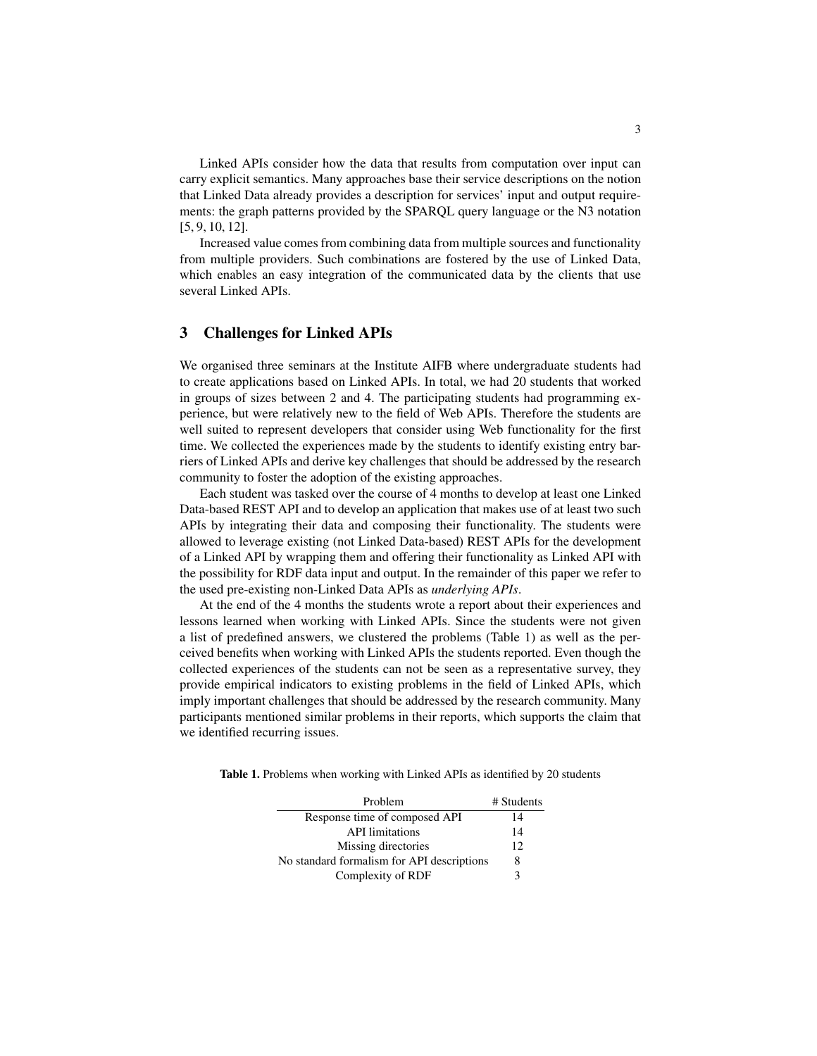Linked APIs consider how the data that results from computation over input can carry explicit semantics. Many approaches base their service descriptions on the notion that Linked Data already provides a description for services' input and output requirements: the graph patterns provided by the SPARQL query language or the N3 notation [5, 9, 10, 12].

Increased value comes from combining data from multiple sources and functionality from multiple providers. Such combinations are fostered by the use of Linked Data, which enables an easy integration of the communicated data by the clients that use several Linked APIs.

## 3 Challenges for Linked APIs

We organised three seminars at the Institute AIFB where undergraduate students had to create applications based on Linked APIs. In total, we had 20 students that worked in groups of sizes between 2 and 4. The participating students had programming experience, but were relatively new to the field of Web APIs. Therefore the students are well suited to represent developers that consider using Web functionality for the first time. We collected the experiences made by the students to identify existing entry barriers of Linked APIs and derive key challenges that should be addressed by the research community to foster the adoption of the existing approaches.

Each student was tasked over the course of 4 months to develop at least one Linked Data-based REST API and to develop an application that makes use of at least two such APIs by integrating their data and composing their functionality. The students were allowed to leverage existing (not Linked Data-based) REST APIs for the development of a Linked API by wrapping them and offering their functionality as Linked API with the possibility for RDF data input and output. In the remainder of this paper we refer to the used pre-existing non-Linked Data APIs as *underlying APIs*.

At the end of the 4 months the students wrote a report about their experiences and lessons learned when working with Linked APIs. Since the students were not given a list of predefined answers, we clustered the problems (Table 1) as well as the perceived benefits when working with Linked APIs the students reported. Even though the collected experiences of the students can not be seen as a representative survey, they provide empirical indicators to existing problems in the field of Linked APIs, which imply important challenges that should be addressed by the research community. Many participants mentioned similar problems in their reports, which supports the claim that we identified recurring issues.

**Table 1.** Problems when working with Linked APIs as identified by 20 students

| Problem | # Students |
|---|---|
| Response time of composed API | 14 |
| API limitations | 14 |
| Missing directories | 12 |
| No standard formalism for API descriptions | 8 |
| Complexity of RDF | 3 |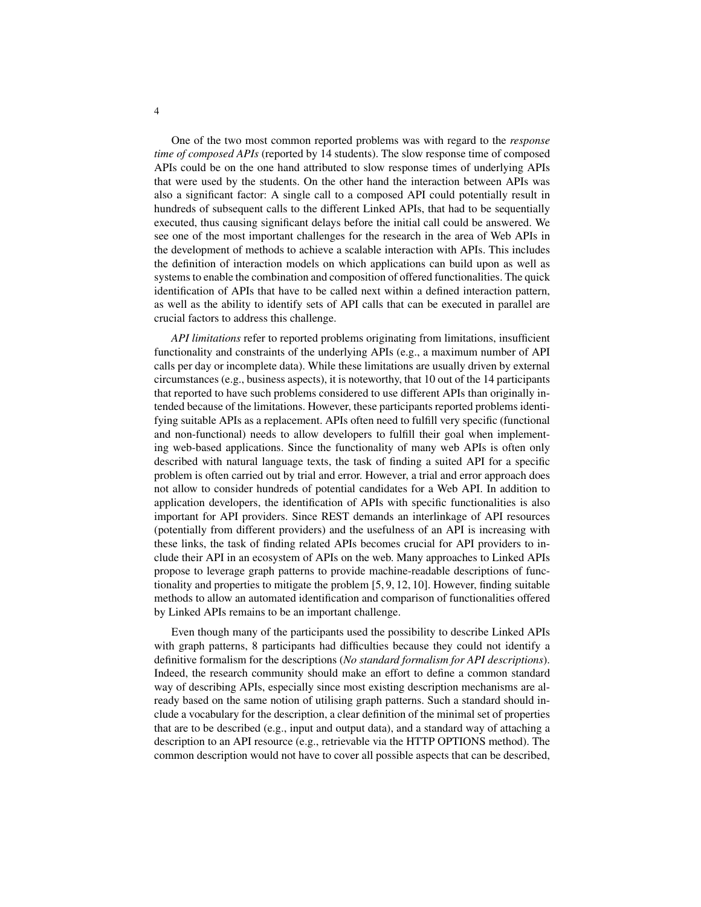One of the two most common reported problems was with regard to the *response time of composed APIs* (reported by 14 students). The slow response time of composed APIs could be on the one hand attributed to slow response times of underlying APIs that were used by the students. On the other hand the interaction between APIs was also a significant factor: A single call to a composed API could potentially result in hundreds of subsequent calls to the different Linked APIs, that had to be sequentially executed, thus causing significant delays before the initial call could be answered. We see one of the most important challenges for the research in the area of Web APIs in the development of methods to achieve a scalable interaction with APIs. This includes the definition of interaction models on which applications can build upon as well as systems to enable the combination and composition of offered functionalities. The quick identification of APIs that have to be called next within a defined interaction pattern, as well as the ability to identify sets of API calls that can be executed in parallel are crucial factors to address this challenge.

*API limitations* refer to reported problems originating from limitations, insufficient functionality and constraints of the underlying APIs (e.g., a maximum number of API calls per day or incomplete data). While these limitations are usually driven by external circumstances (e.g., business aspects), it is noteworthy, that 10 out of the 14 participants that reported to have such problems considered to use different APIs than originally intended because of the limitations. However, these participants reported problems identifying suitable APIs as a replacement. APIs often need to fulfill very specific (functional and non-functional) needs to allow developers to fulfill their goal when implementing web-based applications. Since the functionality of many web APIs is often only described with natural language texts, the task of finding a suited API for a specific problem is often carried out by trial and error. However, a trial and error approach does not allow to consider hundreds of potential candidates for a Web API. In addition to application developers, the identification of APIs with specific functionalities is also important for API providers. Since REST demands an interlinkage of API resources (potentially from different providers) and the usefulness of an API is increasing with these links, the task of finding related APIs becomes crucial for API providers to include their API in an ecosystem of APIs on the web. Many approaches to Linked APIs propose to leverage graph patterns to provide machine-readable descriptions of functionality and properties to mitigate the problem [5, 9, 12, 10]. However, finding suitable methods to allow an automated identification and comparison of functionalities offered by Linked APIs remains to be an important challenge.

Even though many of the participants used the possibility to describe Linked APIs with graph patterns, 8 participants had difficulties because they could not identify a definitive formalism for the descriptions (*No standard formalism for API descriptions*). Indeed, the research community should make an effort to define a common standard way of describing APIs, especially since most existing description mechanisms are already based on the same notion of utilising graph patterns. Such a standard should include a vocabulary for the description, a clear definition of the minimal set of properties that are to be described (e.g., input and output data), and a standard way of attaching a description to an API resource (e.g., retrievable via the HTTP OPTIONS method). The common description would not have to cover all possible aspects that can be described,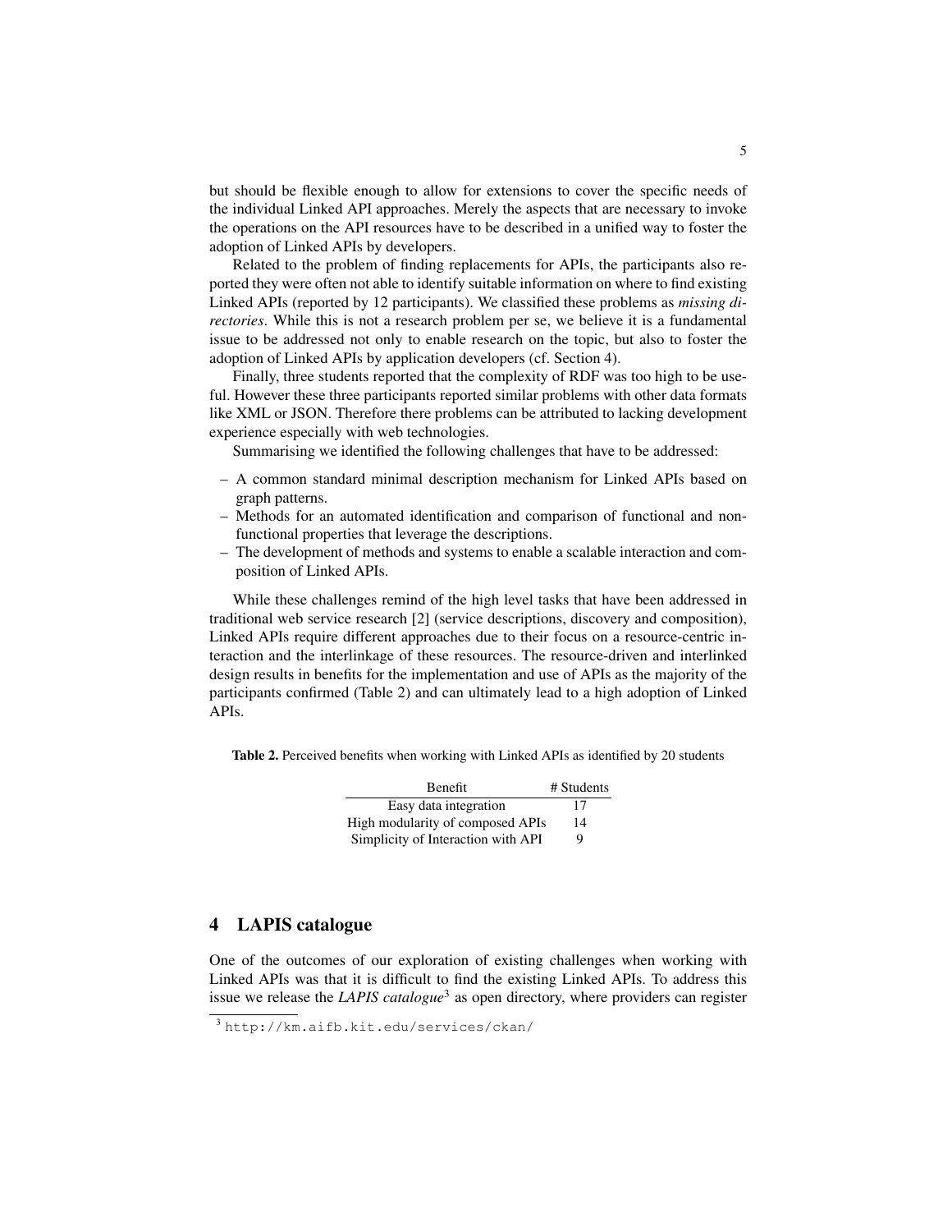but should be flexible enough to allow for extensions to cover the specific needs of the individual Linked API approaches. Merely the aspects that are necessary to invoke the operations on the API resources have to be described in a unified way to foster the adoption of Linked APIs by developers.

Related to the problem of finding replacements for APIs, the participants also reported they were often not able to identify suitable information on where to find existing Linked APIs (reported by 12 participants). We classified these problems as *missing directories*. While this is not a research problem per se, we believe it is a fundamental issue to be addressed not only to enable research on the topic, but also to foster the adoption of Linked APIs by application developers (cf. Section 4).

Finally, three students reported that the complexity of RDF was too high to be useful. However these three participants reported similar problems with other data formats like XML or JSON. Therefore there problems can be attributed to lacking development experience especially with web technologies.

Summarising we identified the following challenges that have to be addressed:

- A common standard minimal description mechanism for Linked APIs based on graph patterns.
- Methods for an automated identification and comparison of functional and non-functional properties that leverage the descriptions.
- The development of methods and systems to enable a scalable interaction and composition of Linked APIs.

While these challenges remind of the high level tasks that have been addressed in traditional web service research [2] (service descriptions, discovery and composition), Linked APIs require different approaches due to their focus on a resource-centric interaction and the interlinkage of these resources. The resource-driven and interlinked design results in benefits for the implementation and use of APIs as the majority of the participants confirmed (Table 2) and can ultimately lead to a high adoption of Linked APIs.

**Table 2.** Perceived benefits when working with Linked APIs as identified by 20 students

| Benefit | # Students |
|---|---|
| Easy data integration | 17 |
| High modularity of composed APIs | 14 |
| Simplicity of Interaction with API | 9 |

## 4 LAPIS catalogue

One of the outcomes of our exploration of existing challenges when working with Linked APIs was that it is difficult to find the existing Linked APIs. To address this issue we release the *LAPIS catalogue*[3] as open directory, where providers can register

[3] http://km.aifb.kit.edu/services/ckan/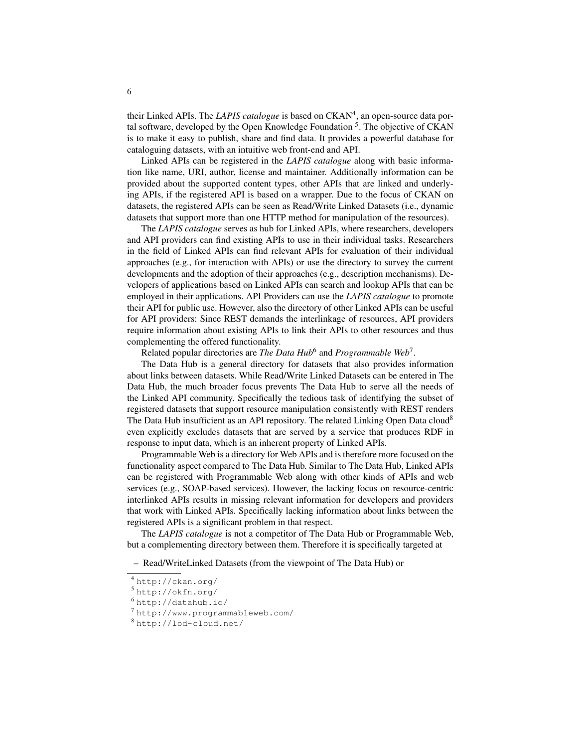their Linked APIs. The *LAPIS catalogue* is based on CKAN[4], an open-source data portal software, developed by the Open Knowledge Foundation [5]. The objective of CKAN is to make it easy to publish, share and find data. It provides a powerful database for cataloguing datasets, with an intuitive web front-end and API.

Linked APIs can be registered in the *LAPIS catalogue* along with basic information like name, URI, author, license and maintainer. Additionally information can be provided about the supported content types, other APIs that are linked and underlying APIs, if the registered API is based on a wrapper. Due to the focus of CKAN on datasets, the registered APIs can be seen as Read/Write Linked Datasets (i.e., dynamic datasets that support more than one HTTP method for manipulation of the resources).

The *LAPIS catalogue* serves as hub for Linked APIs, where researchers, developers and API providers can find existing APIs to use in their individual tasks. Researchers in the field of Linked APIs can find relevant APIs for evaluation of their individual approaches (e.g., for interaction with APIs) or use the directory to survey the current developments and the adoption of their approaches (e.g., description mechanisms). Developers of applications based on Linked APIs can search and lookup APIs that can be employed in their applications. API Providers can use the *LAPIS catalogue* to promote their API for public use. However, also the directory of other Linked APIs can be useful for API providers: Since REST demands the interlinkage of resources, API providers require information about existing APIs to link their APIs to other resources and thus complementing the offered functionality.

Related popular directories are *The Data Hub*[6] and *Programmable Web*[7].

The Data Hub is a general directory for datasets that also provides information about links between datasets. While Read/Write Linked Datasets can be entered in The Data Hub, the much broader focus prevents The Data Hub to serve all the needs of the Linked API community. Specifically the tedious task of identifying the subset of registered datasets that support resource manipulation consistently with REST renders The Data Hub insufficient as an API repository. The related Linking Open Data cloud[8] even explicitly excludes datasets that are served by a service that produces RDF in response to input data, which is an inherent property of Linked APIs.

Programmable Web is a directory for Web APIs and is therefore more focused on the functionality aspect compared to The Data Hub. Similar to The Data Hub, Linked APIs can be registered with Programmable Web along with other kinds of APIs and web services (e.g., SOAP-based services). However, the lacking focus on resource-centric interlinked APIs results in missing relevant information for developers and providers that work with Linked APIs. Specifically lacking information about links between the registered APIs is a significant problem in that respect.

The *LAPIS catalogue* is not a competitor of The Data Hub or Programmable Web, but a complementing directory between them. Therefore it is specifically targeted at

- Read/WriteLinked Datasets (from the viewpoint of The Data Hub) or

---

[4] http://ckan.org/

[5] http://okfn.org/

[6] http://datahub.io/

[7] http://www.programmableweb.com/

[8] http://lod-cloud.net/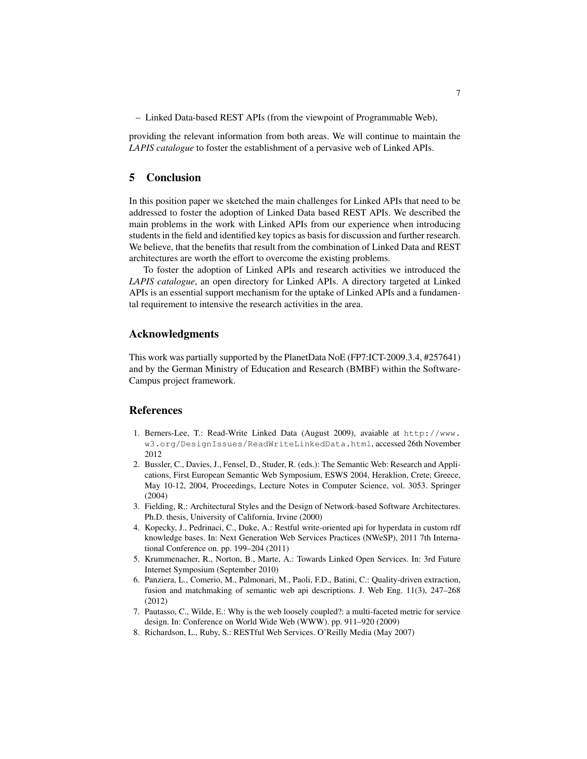– Linked Data-based REST APIs (from the viewpoint of Programmable Web),

providing the relevant information from both areas. We will continue to maintain the *LAPIS catalogue* to foster the establishment of a pervasive web of Linked APIs.

## 5 Conclusion

In this position paper we sketched the main challenges for Linked APIs that need to be addressed to foster the adoption of Linked Data based REST APIs. We described the main problems in the work with Linked APIs from our experience when introducing students in the field and identified key topics as basis for discussion and further research. We believe, that the benefits that result from the combination of Linked Data and REST architectures are worth the effort to overcome the existing problems.

To foster the adoption of Linked APIs and research activities we introduced the *LAPIS catalogue*, an open directory for Linked APIs. A directory targeted at Linked APIs is an essential support mechanism for the uptake of Linked APIs and a fundamental requirement to intensive the research activities in the area.

## Acknowledgments

This work was partially supported by the PlanetData NoE (FP7:ICT-2009.3.4, #257641) and by the German Ministry of Education and Research (BMBF) within the Software-Campus project framework.

## References

1. Berners-Lee, T.: Read-Write Linked Data (August 2009), avaiable at http://www.w3.org/DesignIssues/ReadWriteLinkedData.html, accessed 26th November 2012
2. Bussler, C., Davies, J., Fensel, D., Studer, R. (eds.): The Semantic Web: Research and Applications, First European Semantic Web Symposium, ESWS 2004, Heraklion, Crete, Greece, May 10-12, 2004, Proceedings, Lecture Notes in Computer Science, vol. 3053. Springer (2004)
3. Fielding, R.: Architectural Styles and the Design of Network-based Software Architectures. Ph.D. thesis, University of California, Irvine (2000)
4. Kopecky, J., Pedrinaci, C., Duke, A.: Restful write-oriented api for hyperdata in custom rdf knowledge bases. In: Next Generation Web Services Practices (NWeSP), 2011 7th International Conference on. pp. 199–204 (2011)
5. Krummenacher, R., Norton, B., Marte, A.: Towards Linked Open Services. In: 3rd Future Internet Symposium (September 2010)
6. Panziera, L., Comerio, M., Palmonari, M., Paoli, F.D., Batini, C.: Quality-driven extraction, fusion and matchmaking of semantic web api descriptions. J. Web Eng. 11(3), 247–268 (2012)
7. Pautasso, C., Wilde, E.: Why is the web loosely coupled?: a multi-faceted metric for service design. In: Conference on World Wide Web (WWW). pp. 911–920 (2009)
8. Richardson, L., Ruby, S.: RESTful Web Services. O'Reilly Media (May 2007)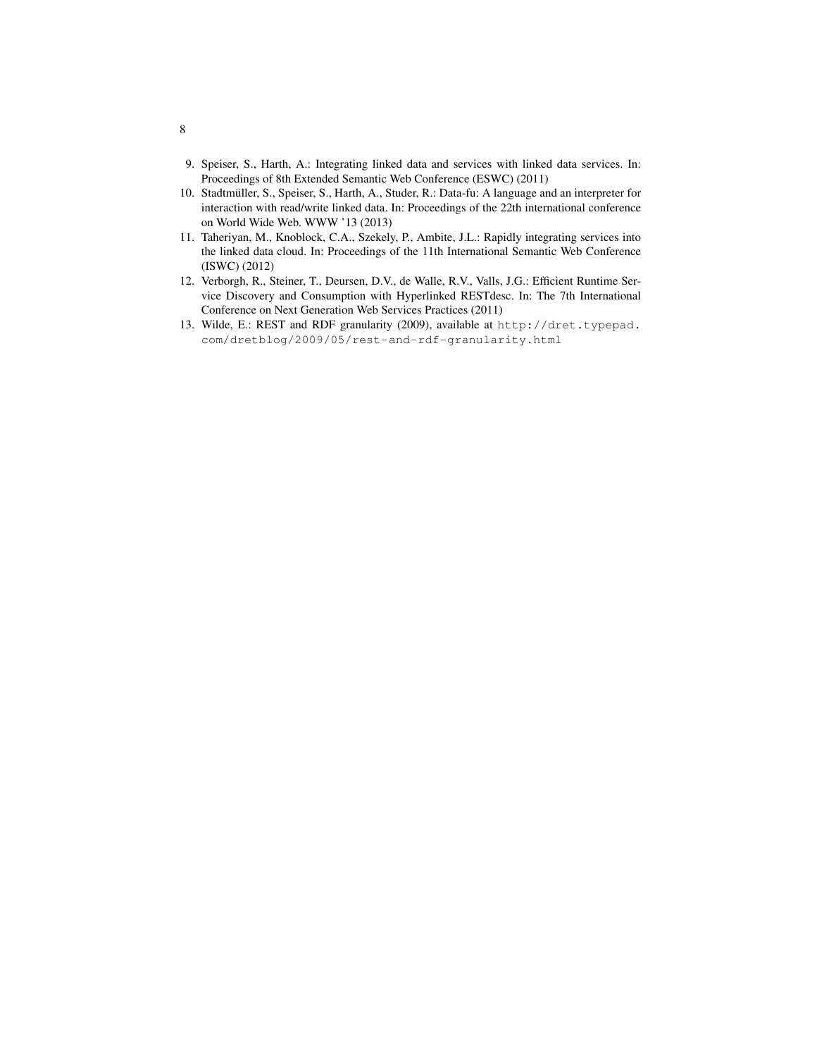9. Speiser, S., Harth, A.: Integrating linked data and services with linked data services. In: Proceedings of 8th Extended Semantic Web Conference (ESWC) (2011)
10. Stadtmüller, S., Speiser, S., Harth, A., Studer, R.: Data-fu: A language and an interpreter for interaction with read/write linked data. In: Proceedings of the 22th international conference on World Wide Web. WWW '13 (2013)
11. Taheriyan, M., Knoblock, C.A., Szekely, P., Ambite, J.L.: Rapidly integrating services into the linked data cloud. In: Proceedings of the 11th International Semantic Web Conference (ISWC) (2012)
12. Verborgh, R., Steiner, T., Deursen, D.V., de Walle, R.V., Valls, J.G.: Efficient Runtime Service Discovery and Consumption with Hyperlinked RESTdesc. In: The 7th International Conference on Next Generation Web Services Practices (2011)
13. Wilde, E.: REST and RDF granularity (2009), available at `http://dret.typepad.com/dretblog/2009/05/rest-and-rdf-granularity.html`